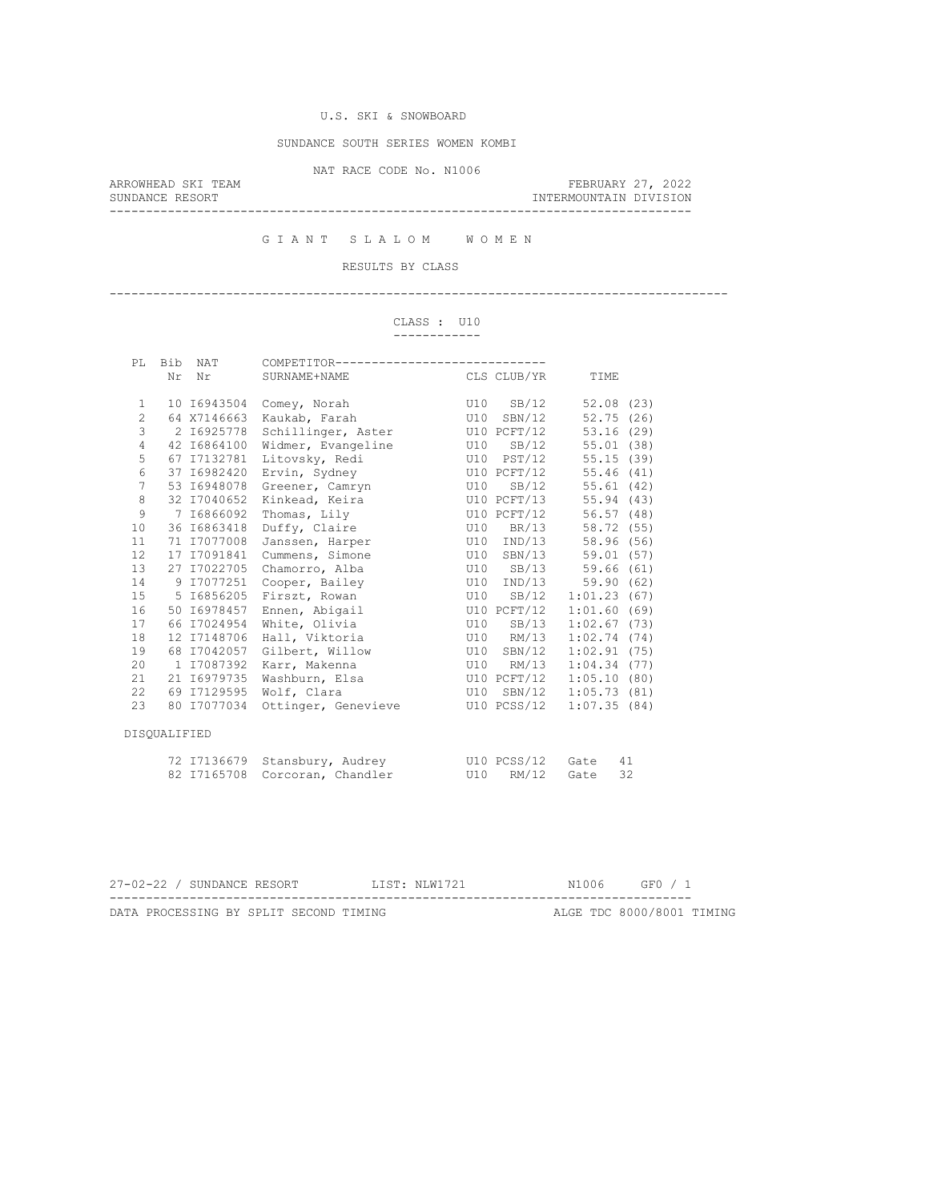U.S. SKI & SNOWBOARD

SUNDANCE SOUTH SERIES WOMEN KOMBI

NAT RACE CODE No. N1006

ARROWHEAD SKI TEAM — FEBRUARY 27, 2022

SUNDANCE RESORT — INTERMOUNTAIN DIVISION

## G I A N T   S L A L O M   W O M E N

RESULTS BY CLASS

### CLASS : U10

| PL | Bib Nr | NAT Nr | COMPETITOR SURNAME+NAME | CLS | CLUB/YR | TIME |
|---|---|---|---|---|---|---|
| 1 | 10 | I6943504 | Comey, Norah | U10 | SB/12 | 52.08 (23) |
| 2 | 64 | X7146663 | Kaukab, Farah | U10 | SBN/12 | 52.75 (26) |
| 3 | 2 | I6925778 | Schillinger, Aster | U10 | PCFT/12 | 53.16 (29) |
| 4 | 42 | I6864100 | Widmer, Evangeline | U10 | SB/12 | 55.01 (38) |
| 5 | 67 | I7132781 | Litovsky, Redi | U10 | PST/12 | 55.15 (39) |
| 6 | 37 | I6982420 | Ervin, Sydney | U10 | PCFT/12 | 55.46 (41) |
| 7 | 53 | I6948078 | Greener, Camryn | U10 | SB/12 | 55.61 (42) |
| 8 | 32 | I7040652 | Kinkead, Keira | U10 | PCFT/13 | 55.94 (43) |
| 9 | 7 | I6866092 | Thomas, Lily | U10 | PCFT/12 | 56.57 (48) |
| 10 | 36 | I6863418 | Duffy, Claire | U10 | BR/13 | 58.72 (55) |
| 11 | 71 | I7077008 | Janssen, Harper | U10 | IND/13 | 58.96 (56) |
| 12 | 17 | I7091841 | Cummens, Simone | U10 | SBN/13 | 59.01 (57) |
| 13 | 27 | I7022705 | Chamorro, Alba | U10 | SB/13 | 59.66 (61) |
| 14 | 9 | I7077251 | Cooper, Bailey | U10 | IND/13 | 59.90 (62) |
| 15 | 5 | I6856205 | Firszt, Rowan | U10 | SB/12 | 1:01.23 (67) |
| 16 | 50 | I6978457 | Ennen, Abigail | U10 | PCFT/12 | 1:01.60 (69) |
| 17 | 66 | I7024954 | White, Olivia | U10 | SB/13 | 1:02.67 (73) |
| 18 | 12 | I7148706 | Hall, Viktoria | U10 | RM/13 | 1:02.74 (74) |
| 19 | 68 | I7042057 | Gilbert, Willow | U10 | SBN/12 | 1:02.91 (75) |
| 20 | 1 | I7087392 | Karr, Makenna | U10 | RM/13 | 1:04.34 (77) |
| 21 | 21 | I6979735 | Washburn, Elsa | U10 | PCFT/12 | 1:05.10 (80) |
| 22 | 69 | I7129595 | Wolf, Clara | U10 | SBN/12 | 1:05.73 (81) |
| 23 | 80 | I7077034 | Ottinger, Genevieve | U10 | PCSS/12 | 1:07.35 (84) |

DISQUALIFIED

| Bib Nr | NAT Nr | COMPETITOR SURNAME+NAME | CLS | CLUB/YR | |
|---|---|---|---|---|---|
| 72 | I7136679 | Stansbury, Audrey | U10 | PCSS/12 | Gate 41 |
| 82 | I7165708 | Corcoran, Chandler | U10 | RM/12 | Gate 32 |

27-02-22 / SUNDANCE RESORT — LIST: NLW1721 — N1006 — GF0 / 1

DATA PROCESSING BY SPLIT SECOND TIMING — ALGE TDC 8000/8001 TIMING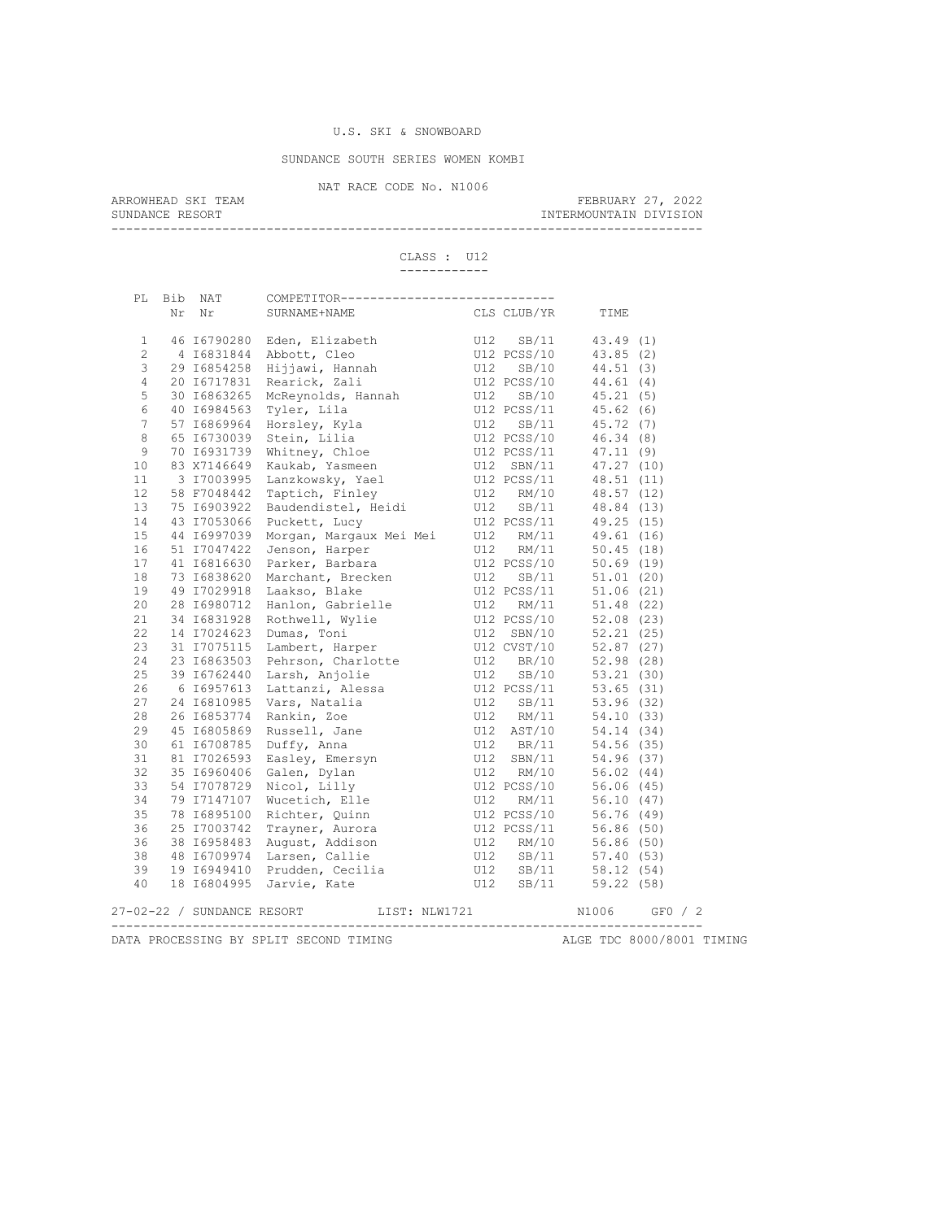U.S. SKI & SNOWBOARD

SUNDANCE SOUTH SERIES WOMEN KOMBI

NAT RACE CODE No. N1006

ARROWHEAD SKI TEAM — FEBRUARY 27, 2022

SUNDANCE RESORT — INTERMOUNTAIN DIVISION

CLASS : U12

| PL | Bib Nr | NAT Nr | COMPETITOR SURNAME+NAME | CLS | CLUB/YR | TIME |
|---|---|---|---|---|---|---|
| 1 | 46 | I6790280 | Eden, Elizabeth | U12 | SB/11 | 43.49 (1) |
| 2 | 4 | I6831844 | Abbott, Cleo | U12 | PCSS/10 | 43.85 (2) |
| 3 | 29 | I6854258 | Hijjawi, Hannah | U12 | SB/10 | 44.51 (3) |
| 4 | 20 | I6717831 | Rearick, Zali | U12 | PCSS/10 | 44.61 (4) |
| 5 | 30 | I6863265 | McReynolds, Hannah | U12 | SB/10 | 45.21 (5) |
| 6 | 40 | I6984563 | Tyler, Lila | U12 | PCSS/11 | 45.62 (6) |
| 7 | 57 | I6869964 | Horsley, Kyla | U12 | SB/11 | 45.72 (7) |
| 8 | 65 | I6730039 | Stein, Lilia | U12 | PCSS/10 | 46.34 (8) |
| 9 | 70 | I6931739 | Whitney, Chloe | U12 | PCSS/11 | 47.11 (9) |
| 10 | 83 | X7146649 | Kaukab, Yasmeen | U12 | SBN/11 | 47.27 (10) |
| 11 | 3 | I7003995 | Lanzkowsky, Yael | U12 | PCSS/11 | 48.51 (11) |
| 12 | 58 | F7048442 | Taptich, Finley | U12 | RM/10 | 48.57 (12) |
| 13 | 75 | I6903922 | Baudendistel, Heidi | U12 | SB/11 | 48.84 (13) |
| 14 | 43 | I7053066 | Puckett, Lucy | U12 | PCSS/11 | 49.25 (15) |
| 15 | 44 | I6997039 | Morgan, Margaux Mei Mei | U12 | RM/11 | 49.61 (16) |
| 16 | 51 | I7047422 | Jenson, Harper | U12 | RM/11 | 50.45 (18) |
| 17 | 41 | I6816630 | Parker, Barbara | U12 | PCSS/10 | 50.69 (19) |
| 18 | 73 | I6838620 | Marchant, Brecken | U12 | SB/11 | 51.01 (20) |
| 19 | 49 | I7029918 | Laakso, Blake | U12 | PCSS/11 | 51.06 (21) |
| 20 | 28 | I6980712 | Hanlon, Gabrielle | U12 | RM/11 | 51.48 (22) |
| 21 | 34 | I6831928 | Rothwell, Wylie | U12 | PCSS/10 | 52.08 (23) |
| 22 | 14 | I7024623 | Dumas, Toni | U12 | SBN/10 | 52.21 (25) |
| 23 | 31 | I7075115 | Lambert, Harper | U12 | CVST/10 | 52.87 (27) |
| 24 | 23 | I6863503 | Pehrson, Charlotte | U12 | BR/10 | 52.98 (28) |
| 25 | 39 | I6762440 | Larsh, Anjolie | U12 | SB/10 | 53.21 (30) |
| 26 | 6 | I6957613 | Lattanzi, Alessa | U12 | PCSS/11 | 53.65 (31) |
| 27 | 24 | I6810985 | Vars, Natalia | U12 | SB/11 | 53.96 (32) |
| 28 | 26 | I6853774 | Rankin, Zoe | U12 | RM/11 | 54.10 (33) |
| 29 | 45 | I6805869 | Russell, Jane | U12 | AST/10 | 54.14 (34) |
| 30 | 61 | I6708785 | Duffy, Anna | U12 | BR/11 | 54.56 (35) |
| 31 | 81 | I7026593 | Easley, Emersyn | U12 | SBN/11 | 54.96 (37) |
| 32 | 35 | I6960406 | Galen, Dylan | U12 | RM/10 | 56.02 (44) |
| 33 | 54 | I7078729 | Nicol, Lilly | U12 | PCSS/10 | 56.06 (45) |
| 34 | 79 | I7147107 | Wucetich, Elle | U12 | RM/11 | 56.10 (47) |
| 35 | 78 | I6895100 | Richter, Quinn | U12 | PCSS/10 | 56.76 (49) |
| 36 | 25 | I7003742 | Trayner, Aurora | U12 | PCSS/11 | 56.86 (50) |
| 36 | 38 | I6958483 | August, Addison | U12 | RM/10 | 56.86 (50) |
| 38 | 48 | I6709974 | Larsen, Callie | U12 | SB/11 | 57.40 (53) |
| 39 | 19 | I6949410 | Prudden, Cecilia | U12 | SB/11 | 58.12 (54) |
| 40 | 18 | I6804995 | Jarvie, Kate | U12 | SB/11 | 59.22 (58) |

27-02-22 / SUNDANCE RESORT — LIST: NLW1721 — N1006 — GF0 / 2

DATA PROCESSING BY SPLIT SECOND TIMING — ALGE TDC 8000/8001 TIMING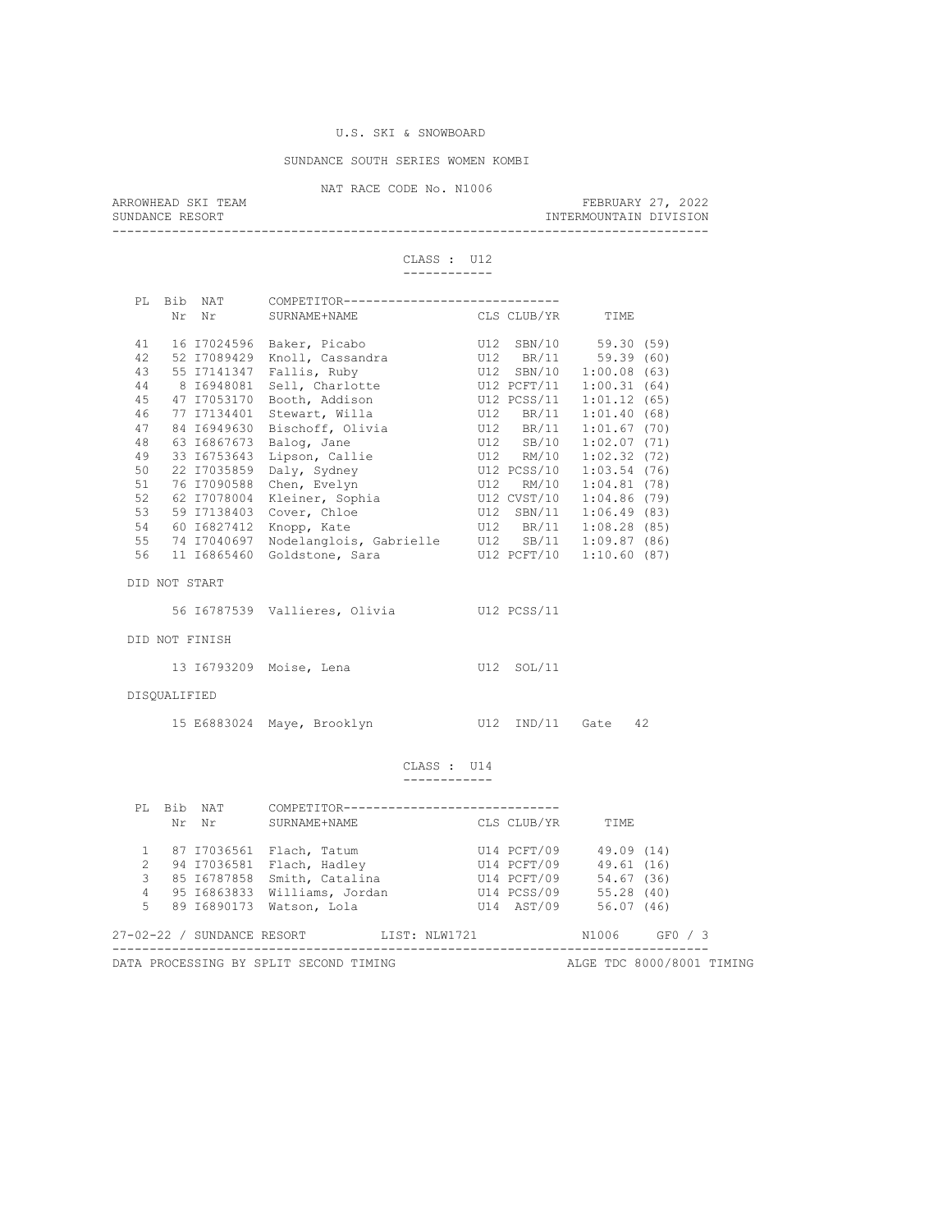U.S. SKI & SNOWBOARD

SUNDANCE SOUTH SERIES WOMEN KOMBI

NAT RACE CODE No. N1006

ARROWHEAD SKI TEAM — FEBRUARY 27, 2022

SUNDANCE RESORT — INTERMOUNTAIN DIVISION

## CLASS : U12

| PL | Bib Nr | NAT Nr | SURNAME+NAME | CLS | CLUB/YR | TIME |
|---|---|---|---|---|---|---|
| 41 | 16 | I7024596 | Baker, Picabo | U12 | SBN/10 | 59.30 (59) |
| 42 | 52 | I7089429 | Knoll, Cassandra | U12 | BR/11 | 59.39 (60) |
| 43 | 55 | I7141347 | Fallis, Ruby | U12 | SBN/10 | 1:00.08 (63) |
| 44 | 8 | I6948081 | Sell, Charlotte | U12 | PCFT/11 | 1:00.31 (64) |
| 45 | 47 | I7053170 | Booth, Addison | U12 | PCSS/11 | 1:01.12 (65) |
| 46 | 77 | I7134401 | Stewart, Willa | U12 | BR/11 | 1:01.40 (68) |
| 47 | 84 | I6949630 | Bischoff, Olivia | U12 | BR/11 | 1:01.67 (70) |
| 48 | 63 | I6867673 | Balog, Jane | U12 | SB/10 | 1:02.07 (71) |
| 49 | 33 | I6753643 | Lipson, Callie | U12 | RM/10 | 1:02.32 (72) |
| 50 | 22 | I7035859 | Daly, Sydney | U12 | PCSS/10 | 1:03.54 (76) |
| 51 | 76 | I7090588 | Chen, Evelyn | U12 | RM/10 | 1:04.81 (78) |
| 52 | 62 | I7078004 | Kleiner, Sophia | U12 | CVST/10 | 1:04.86 (79) |
| 53 | 59 | I7138403 | Cover, Chloe | U12 | SBN/11 | 1:06.49 (83) |
| 54 | 60 | I6827412 | Knopp, Kate | U12 | BR/11 | 1:08.28 (85) |
| 55 | 74 | I7040697 | Nodelanglois, Gabrielle | U12 | SB/11 | 1:09.87 (86) |
| 56 | 11 | I6865460 | Goldstone, Sara | U12 | PCFT/10 | 1:10.60 (87) |

DID NOT START

| Bib Nr | NAT Nr | SURNAME+NAME | CLS | CLUB/YR |
|---|---|---|---|---|
| 56 | I6787539 | Vallieres, Olivia | U12 | PCSS/11 |

DID NOT FINISH

| Bib Nr | NAT Nr | SURNAME+NAME | CLS | CLUB/YR |
|---|---|---|---|---|
| 13 | I6793209 | Moise, Lena | U12 | SOL/11 |

DISQUALIFIED

| Bib Nr | NAT Nr | SURNAME+NAME | CLS | CLUB/YR | |
|---|---|---|---|---|---|
| 15 | E6883024 | Maye, Brooklyn | U12 | IND/11 | Gate 42 |

## CLASS : U14

| PL | Bib Nr | NAT Nr | SURNAME+NAME | CLS | CLUB/YR | TIME |
|---|---|---|---|---|---|---|
| 1 | 87 | I7036561 | Flach, Tatum | U14 | PCFT/09 | 49.09 (14) |
| 2 | 94 | I7036581 | Flach, Hadley | U14 | PCFT/09 | 49.61 (16) |
| 3 | 85 | I6787858 | Smith, Catalina | U14 | PCFT/09 | 54.67 (36) |
| 4 | 95 | I6863833 | Williams, Jordan | U14 | PCSS/09 | 55.28 (40) |
| 5 | 89 | I6890173 | Watson, Lola | U14 | AST/09 | 56.07 (46) |

27-02-22 / SUNDANCE RESORT    LIST: NLW1721    N1006

DATA PROCESSING BY SPLIT SECOND TIMING    ALGE TDC 8000/8001 TIMING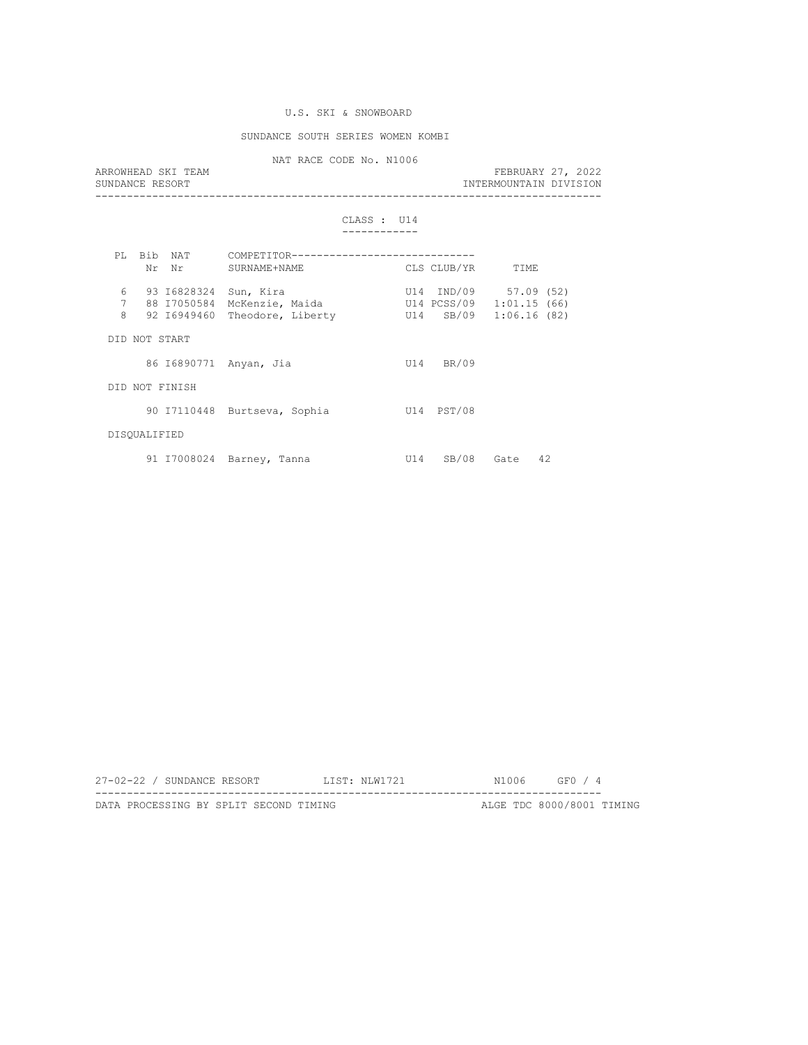U.S. SKI & SNOWBOARD

SUNDANCE SOUTH SERIES WOMEN KOMBI

NAT RACE CODE No. N1006

ARROWHEAD SKI TEAM — FEBRUARY 27, 2022

SUNDANCE RESORT — INTERMOUNTAIN DIVISION

CLASS : U14

| PL | Bib Nr | NAT Nr | COMPETITOR SURNAME+NAME | CLS | CLUB/YR | TIME |
|---|---|---|---|---|---|---|
| 6 | 93 | I6828324 | Sun, Kira | U14 | IND/09 | 57.09 (52) |
| 7 | 88 | I7050584 | McKenzie, Maida | U14 | PCSS/09 | 1:01.15 (66) |
| 8 | 92 | I6949460 | Theodore, Liberty | U14 | SB/09 | 1:06.16 (82) |

DID NOT START

| PL | Bib Nr | NAT Nr | COMPETITOR SURNAME+NAME | CLS | CLUB/YR | TIME |
|---|---|---|---|---|---|---|
| | 86 | I6890771 | Anyan, Jia | U14 | BR/09 | |

DID NOT FINISH

| PL | Bib Nr | NAT Nr | COMPETITOR SURNAME+NAME | CLS | CLUB/YR | TIME |
|---|---|---|---|---|---|---|
| | 90 | I7110448 | Burtseva, Sophia | U14 | PST/08 | |

DISQUALIFIED

| PL | Bib Nr | NAT Nr | COMPETITOR SURNAME+NAME | CLS | CLUB/YR | TIME |
|---|---|---|---|---|---|---|
| | 91 | I7008024 | Barney, Tanna | U14 | SB/08 | Gate 42 |

27-02-22 / SUNDANCE RESORT    LIST: NLW1721    N1006    GF0 / 4

DATA PROCESSING BY SPLIT SECOND TIMING    ALGE TDC 8000/8001 TIMING